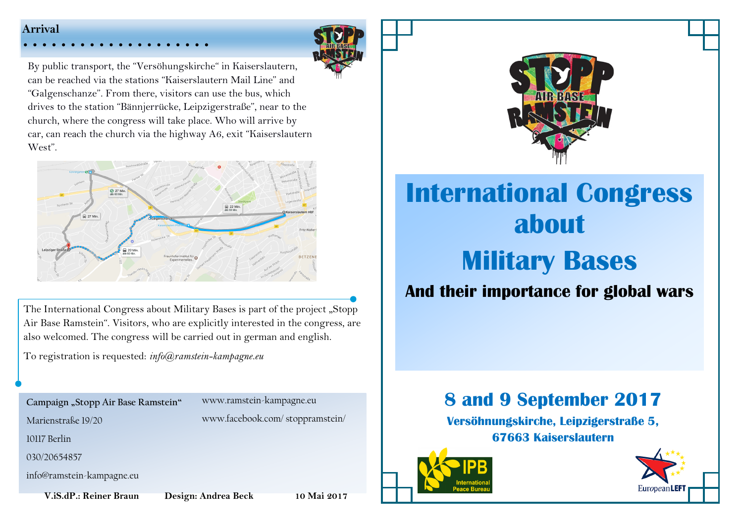## Arrival

By public transport, the "Versöhungskirche" in Kaiserslautern, can be reached via the stations "Kaiserslautern Mail Line" and "Galgenschanze". From there, visitors can use the bus, which drives to the station "Bännjerrücke, Leipzigerstraße", near to the church, where the congress will take place. Who will arrive by car, can reach the church via the highway A6, exit "Kaiserslautern West".

The International Congress about Military Bases is part of the project „Stopp Air Base Ramstein". Visitors, who are explicitly interested in the congress, are also welcomed. The congress will be carried out in german and english.

To registration is requested: *info@ramstein-kampagne.eu*

**Campaign „Stopp Air Base Ramstein"**

Marienstraße 19/20

10117 Berlin

030/20654857

info@ramstein-kampagne.eu

www.ramstein-kampagne.eu

www.facebook.com/ stoppramstein/

**V.iS.dP.: Reiner Braun** **Design: Andrea Beck** **10 Mai 2017**

# International Congress about Military Bases

## And their importance for global wars

## 8 and 9 September 2017

**Versöhnungskirche, Leipzigerstraße 5, 67663 Kaiserslautern**

IPB International Peace Bureau

European LEFT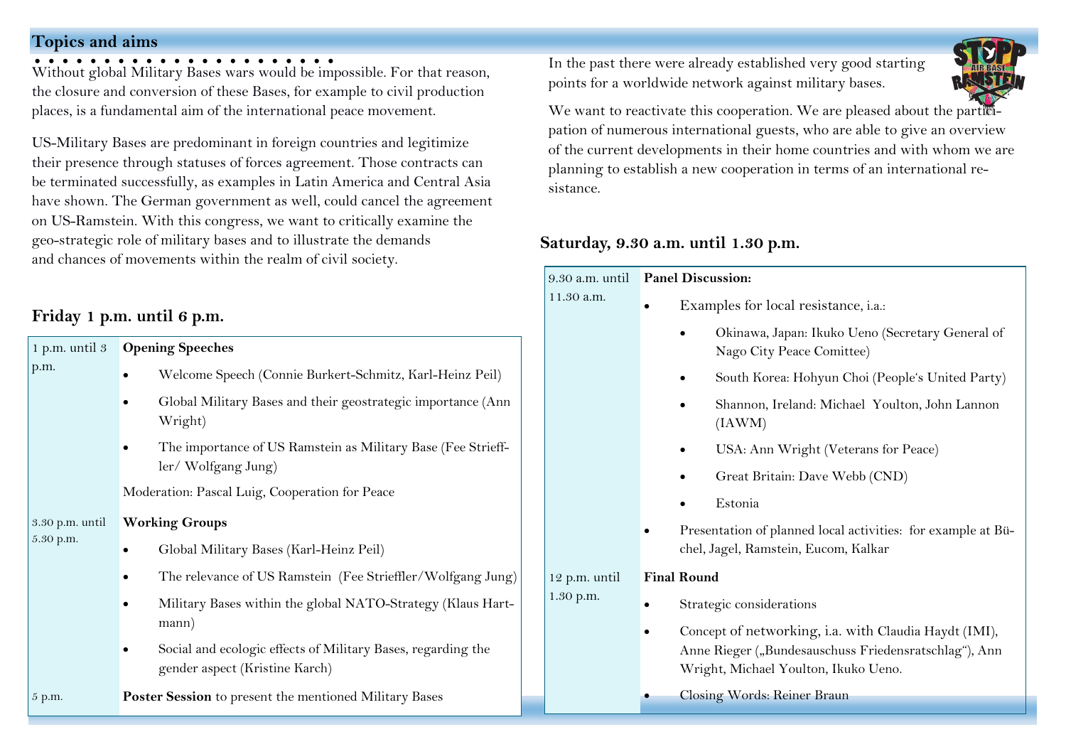## Topics and aims

Without global Military Bases wars would be impossible. For that reason, the closure and conversion of these Bases, for example to civil production places, is a fundamental aim of the international peace movement.

US-Military Bases are predominant in foreign countries and legitimize their presence through statuses of forces agreement. Those contracts can be terminated successfully, as examples in Latin America and Central Asia have shown. The German government as well, could cancel the agreement on US-Ramstein. With this congress, we want to critically examine the geo-strategic role of military bases and to illustrate the demands and chances of movements within the realm of civil society.

In the past there were already established very good starting points for a worldwide network against military bases.

We want to reactivate this cooperation. We are pleased about the participation of numerous international guests, who are able to give an overview of the current developments in their home countries and with whom we are planning to establish a new cooperation in terms of an international resistance.

## Friday 1 p.m. until 6 p.m.

| | |
|---|---|
| 1 p.m. until 3 p.m. | **Opening Speeches**<br>• Welcome Speech (Connie Burkert-Schmitz, Karl-Heinz Peil)<br>• Global Military Bases and their geostrategic importance (Ann Wright)<br>• The importance of US Ramstein as Military Base (Fee Strieffler/ Wolfgang Jung)<br>Moderation: Pascal Luig, Cooperation for Peace |
| 3.30 p.m. until 5.30 p.m. | **Working Groups**<br>• Global Military Bases (Karl-Heinz Peil)<br>• The relevance of US Ramstein (Fee Strieffler/Wolfgang Jung)<br>• Military Bases within the global NATO-Strategy (Klaus Hartmann)<br>• Social and ecologic effects of Military Bases, regarding the gender aspect (Kristine Karch) |
| 5 p.m. | **Poster Session** to present the mentioned Military Bases |

## Saturday, 9.30 a.m. until 1.30 p.m.

| | |
|---|---|
| 9.30 a.m. until 11.30 a.m. | **Panel Discussion:**<br>• Examples for local resistance, i.a.:<br>  • Okinawa, Japan: Ikuko Ueno (Secretary General of Nago City Peace Comittee)<br>  • South Korea: Hohyun Choi (People's United Party)<br>  • Shannon, Ireland: Michael Youlton, John Lannon (IAWM)<br>  • USA: Ann Wright (Veterans for Peace)<br>  • Great Britain: Dave Webb (CND)<br>  • Estonia<br>• Presentation of planned local activities: for example at Büchel, Jagel, Ramstein, Eucom, Kalkar |
| 12 p.m. until 1.30 p.m. | **Final Round**<br>• Strategic considerations<br>• Concept of networking, i.a. with Claudia Haydt (IMI), Anne Rieger („Bundesauschuss Friedensratschlag“), Ann Wright, Michael Youlton, Ikuko Ueno.<br>• Closing Words: Reiner Braun |